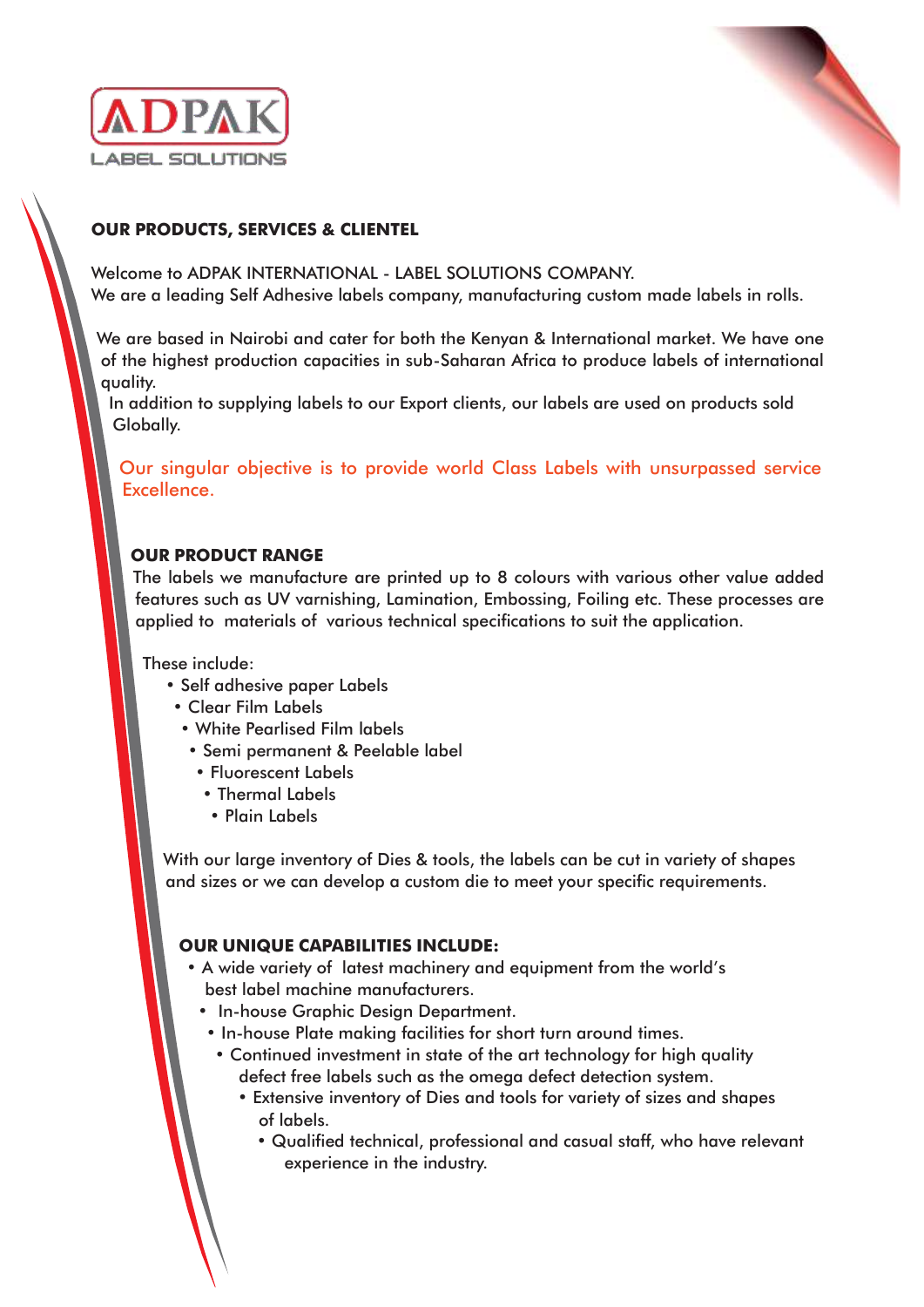ADPAK

LABEL SOLUTIONS

## OUR PRODUCTS, SERVICES & CLIENTEL

Welcome to ADPAK INTERNATIONAL - LABEL SOLUTIONS COMPANY.
We are a leading Self Adhesive labels company, manufacturing custom made labels in rolls.

We are based in Nairobi and cater for both the Kenyan & International market. We have one of the highest production capacities in sub-Saharan Africa to produce labels of international quality.
In addition to supplying labels to our Export clients, our labels are used on products sold Globally.

Our singular objective is to provide world Class Labels with unsurpassed service Excellence.

### OUR PRODUCT RANGE

The labels we manufacture are printed up to 8 colours with various other value added features such as UV varnishing, Lamination, Embossing, Foiling etc. These processes are applied to materials of various technical specifications to suit the application.

These include:

- Self adhesive paper Labels
- Clear Film Labels
- White Pearlised Film labels
- Semi permanent & Peelable label
- Fluorescent Labels
- Thermal Labels
- Plain Labels

With our large inventory of Dies & tools, the labels can be cut in variety of shapes and sizes or we can develop a custom die to meet your specific requirements.

### OUR UNIQUE CAPABILITIES INCLUDE:

- A wide variety of latest machinery and equipment from the world's best label machine manufacturers.
- In-house Graphic Design Department.
- In-house Plate making facilities for short turn around times.
- Continued investment in state of the art technology for high quality defect free labels such as the omega defect detection system.
- Extensive inventory of Dies and tools for variety of sizes and shapes of labels.
- Qualified technical, professional and casual staff, who have relevant experience in the industry.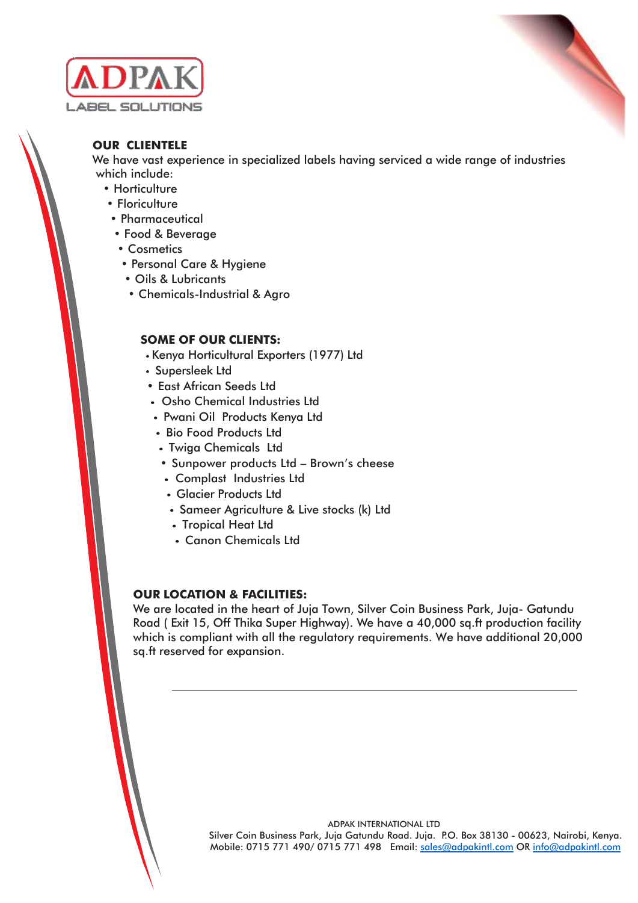**ADPAK**
LABEL SOLUTIONS

## OUR CLIENTELE

We have vast experience in specialized labels having serviced a wide range of industries which include:

- Horticulture
- Floriculture
- Pharmaceutical
- Food & Beverage
- Cosmetics
- Personal Care & Hygiene
- Oils & Lubricants
- Chemicals-Industrial & Agro

## SOME OF OUR CLIENTS:

- Kenya Horticultural Exporters (1977) Ltd
- Supersleek Ltd
- East African Seeds Ltd
- Osho Chemical Industries Ltd
- Pwani Oil Products Kenya Ltd
- Bio Food Products Ltd
- Twiga Chemicals Ltd
- Sunpower products Ltd – Brown's cheese
- Complast Industries Ltd
- Glacier Products Ltd
- Sameer Agriculture & Live stocks (k) Ltd
- Tropical Heat Ltd
- Canon Chemicals Ltd

## OUR LOCATION & FACILITIES:

We are located in the heart of Juja Town, Silver Coin Business Park, Juja- Gatundu Road ( Exit 15, Off Thika Super Highway). We have a 40,000 sq.ft production facility which is compliant with all the regulatory requirements. We have additional 20,000 sq.ft reserved for expansion.

---

ADPAK INTERNATIONAL LTD
Silver Coin Business Park, Juja Gatundu Road. Juja. P.O. Box 38130 - 00623, Nairobi, Kenya.
Mobile: 0715 771 490/ 0715 771 498 Email: sales@adpakintl.com OR info@adpakintl.com